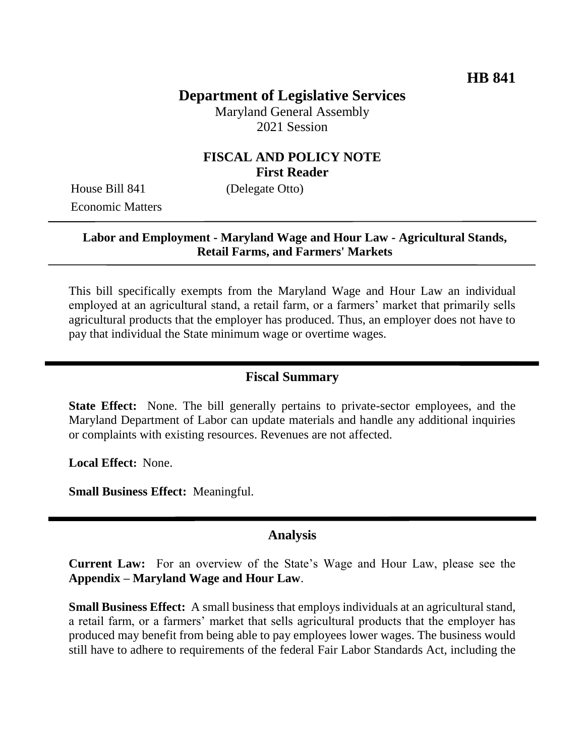**HB 841**

# Department of Legislative Services

Maryland General Assembly
2021 Session

## FISCAL AND POLICY NOTE
**First Reader**

House Bill 841 (Delegate Otto)
Economic Matters

---

**Labor and Employment - Maryland Wage and Hour Law - Agricultural Stands, Retail Farms, and Farmers' Markets**

---

This bill specifically exempts from the Maryland Wage and Hour Law an individual employed at an agricultural stand, a retail farm, or a farmers' market that primarily sells agricultural products that the employer has produced. Thus, an employer does not have to pay that individual the State minimum wage or overtime wages.

## Fiscal Summary

**State Effect:** None. The bill generally pertains to private-sector employees, and the Maryland Department of Labor can update materials and handle any additional inquiries or complaints with existing resources. Revenues are not affected.

**Local Effect:** None.

**Small Business Effect:** Meaningful.

## Analysis

**Current Law:** For an overview of the State's Wage and Hour Law, please see the **Appendix – Maryland Wage and Hour Law**.

**Small Business Effect:** A small business that employs individuals at an agricultural stand, a retail farm, or a farmers' market that sells agricultural products that the employer has produced may benefit from being able to pay employees lower wages. The business would still have to adhere to requirements of the federal Fair Labor Standards Act, including the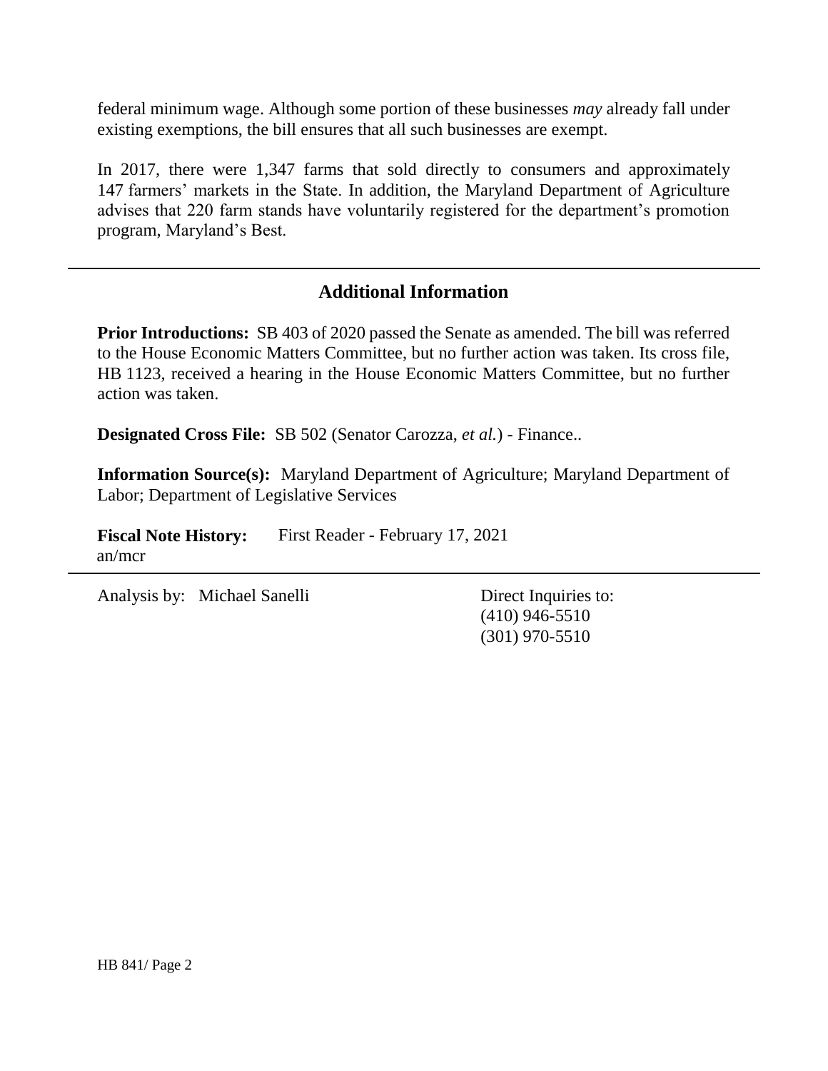federal minimum wage. Although some portion of these businesses *may* already fall under existing exemptions, the bill ensures that all such businesses are exempt.

In 2017, there were 1,347 farms that sold directly to consumers and approximately 147 farmers' markets in the State. In addition, the Maryland Department of Agriculture advises that 220 farm stands have voluntarily registered for the department's promotion program, Maryland's Best.

## Additional Information

**Prior Introductions:** SB 403 of 2020 passed the Senate as amended. The bill was referred to the House Economic Matters Committee, but no further action was taken. Its cross file, HB 1123, received a hearing in the House Economic Matters Committee, but no further action was taken.

**Designated Cross File:** SB 502 (Senator Carozza, *et al.*) - Finance..

**Information Source(s):** Maryland Department of Agriculture; Maryland Department of Labor; Department of Legislative Services

**Fiscal Note History:** First Reader - February 17, 2021
an/mcr

Analysis by: Michael Sanelli

Direct Inquiries to:
(410) 946-5510
(301) 970-5510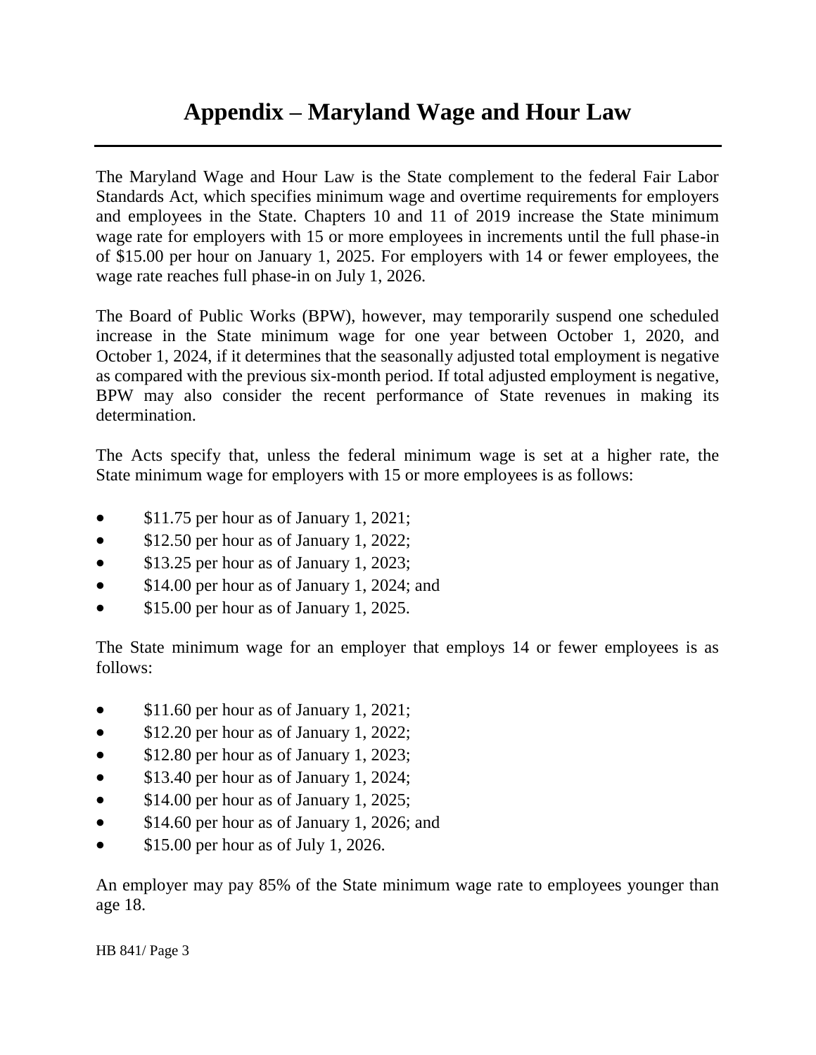# Appendix – Maryland Wage and Hour Law

The Maryland Wage and Hour Law is the State complement to the federal Fair Labor Standards Act, which specifies minimum wage and overtime requirements for employers and employees in the State. Chapters 10 and 11 of 2019 increase the State minimum wage rate for employers with 15 or more employees in increments until the full phase-in of $15.00 per hour on January 1, 2025. For employers with 14 or fewer employees, the wage rate reaches full phase-in on July 1, 2026.

The Board of Public Works (BPW), however, may temporarily suspend one scheduled increase in the State minimum wage for one year between October 1, 2020, and October 1, 2024, if it determines that the seasonally adjusted total employment is negative as compared with the previous six-month period. If total adjusted employment is negative, BPW may also consider the recent performance of State revenues in making its determination.

The Acts specify that, unless the federal minimum wage is set at a higher rate, the State minimum wage for employers with 15 or more employees is as follows:

- $11.75 per hour as of January 1, 2021;
- $12.50 per hour as of January 1, 2022;
- $13.25 per hour as of January 1, 2023;
- $14.00 per hour as of January 1, 2024; and
- $15.00 per hour as of January 1, 2025.

The State minimum wage for an employer that employs 14 or fewer employees is as follows:

- $11.60 per hour as of January 1, 2021;
- $12.20 per hour as of January 1, 2022;
- $12.80 per hour as of January 1, 2023;
- $13.40 per hour as of January 1, 2024;
- $14.00 per hour as of January 1, 2025;
- $14.60 per hour as of January 1, 2026; and
- $15.00 per hour as of July 1, 2026.

An employer may pay 85% of the State minimum wage rate to employees younger than age 18.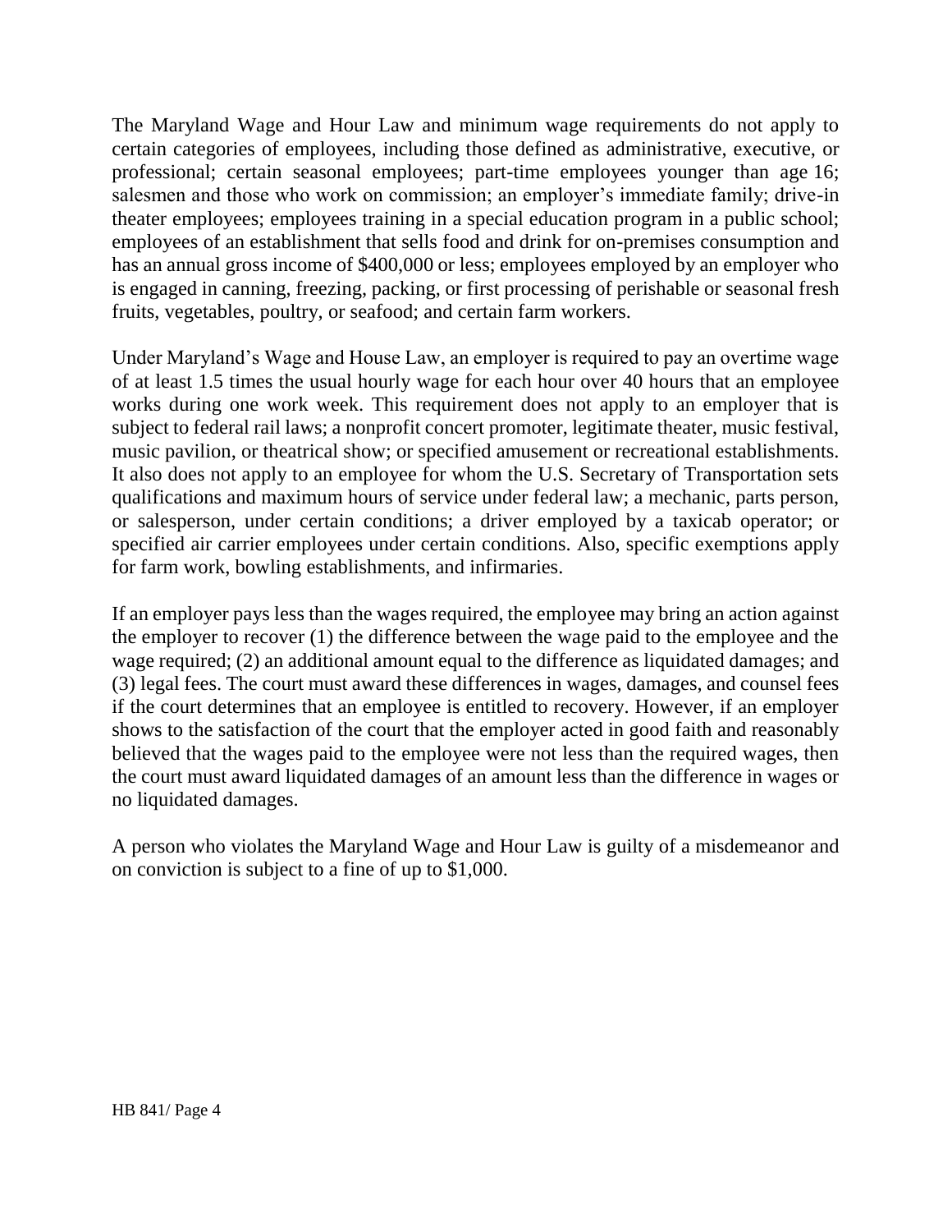The Maryland Wage and Hour Law and minimum wage requirements do not apply to certain categories of employees, including those defined as administrative, executive, or professional; certain seasonal employees; part-time employees younger than age 16; salesmen and those who work on commission; an employer's immediate family; drive-in theater employees; employees training in a special education program in a public school; employees of an establishment that sells food and drink for on-premises consumption and has an annual gross income of $400,000 or less; employees employed by an employer who is engaged in canning, freezing, packing, or first processing of perishable or seasonal fresh fruits, vegetables, poultry, or seafood; and certain farm workers.

Under Maryland's Wage and House Law, an employer is required to pay an overtime wage of at least 1.5 times the usual hourly wage for each hour over 40 hours that an employee works during one work week. This requirement does not apply to an employer that is subject to federal rail laws; a nonprofit concert promoter, legitimate theater, music festival, music pavilion, or theatrical show; or specified amusement or recreational establishments. It also does not apply to an employee for whom the U.S. Secretary of Transportation sets qualifications and maximum hours of service under federal law; a mechanic, parts person, or salesperson, under certain conditions; a driver employed by a taxicab operator; or specified air carrier employees under certain conditions. Also, specific exemptions apply for farm work, bowling establishments, and infirmaries.

If an employer pays less than the wages required, the employee may bring an action against the employer to recover (1) the difference between the wage paid to the employee and the wage required; (2) an additional amount equal to the difference as liquidated damages; and (3) legal fees. The court must award these differences in wages, damages, and counsel fees if the court determines that an employee is entitled to recovery. However, if an employer shows to the satisfaction of the court that the employer acted in good faith and reasonably believed that the wages paid to the employee were not less than the required wages, then the court must award liquidated damages of an amount less than the difference in wages or no liquidated damages.

A person who violates the Maryland Wage and Hour Law is guilty of a misdemeanor and on conviction is subject to a fine of up to $1,000.